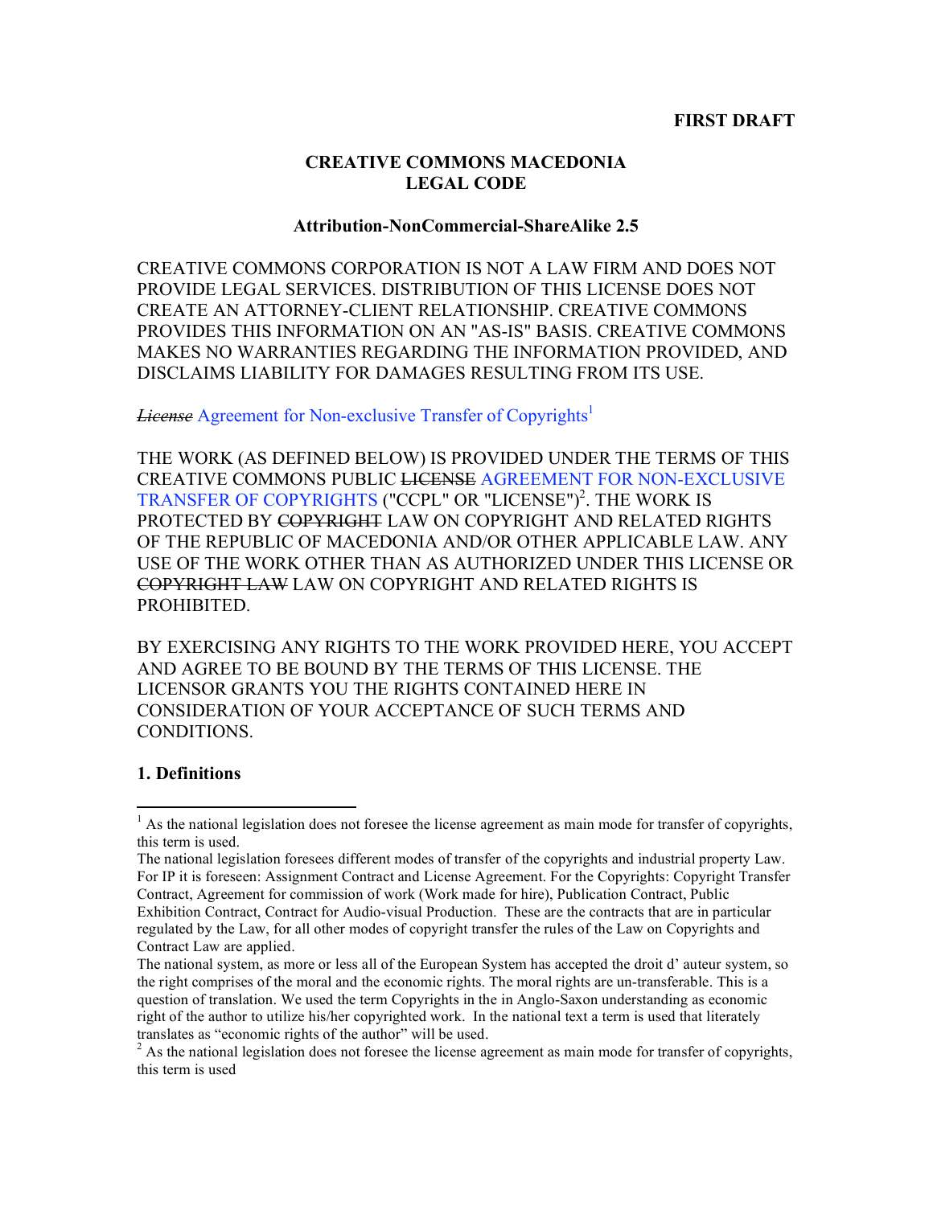**FIRST DRAFT**

**CREATIVE COMMONS MACEDONIA**
**LEGAL CODE**

**Attribution-NonCommercial-ShareAlike 2.5**

CREATIVE COMMONS CORPORATION IS NOT A LAW FIRM AND DOES NOT PROVIDE LEGAL SERVICES. DISTRIBUTION OF THIS LICENSE DOES NOT CREATE AN ATTORNEY-CLIENT RELATIONSHIP. CREATIVE COMMONS PROVIDES THIS INFORMATION ON AN "AS-IS" BASIS. CREATIVE COMMONS MAKES NO WARRANTIES REGARDING THE INFORMATION PROVIDED, AND DISCLAIMS LIABILITY FOR DAMAGES RESULTING FROM ITS USE.

~~*License*~~ Agreement for Non-exclusive Transfer of Copyrights[1]

THE WORK (AS DEFINED BELOW) IS PROVIDED UNDER THE TERMS OF THIS CREATIVE COMMONS PUBLIC ~~LICENSE~~ AGREEMENT FOR NON-EXCLUSIVE TRANSFER OF COPYRIGHTS ("CCPL" OR "LICENSE")[2]. THE WORK IS PROTECTED BY ~~COPYRIGHT~~ LAW ON COPYRIGHT AND RELATED RIGHTS OF THE REPUBLIC OF MACEDONIA AND/OR OTHER APPLICABLE LAW. ANY USE OF THE WORK OTHER THAN AS AUTHORIZED UNDER THIS LICENSE OR ~~COPYRIGHT LAW~~ LAW ON COPYRIGHT AND RELATED RIGHTS IS PROHIBITED.

BY EXERCISING ANY RIGHTS TO THE WORK PROVIDED HERE, YOU ACCEPT AND AGREE TO BE BOUND BY THE TERMS OF THIS LICENSE. THE LICENSOR GRANTS YOU THE RIGHTS CONTAINED HERE IN CONSIDERATION OF YOUR ACCEPTANCE OF SUCH TERMS AND CONDITIONS.

### 1. Definitions

---

[1] As the national legislation does not foresee the license agreement as main mode for transfer of copyrights, this term is used.
The national legislation foresees different modes of transfer of the copyrights and industrial property Law. For IP it is foreseen: Assignment Contract and License Agreement. For the Copyrights: Copyright Transfer Contract, Agreement for commission of work (Work made for hire), Publication Contract, Public Exhibition Contract, Contract for Audio-visual Production. These are the contracts that are in particular regulated by the Law, for all other modes of copyright transfer the rules of the Law on Copyrights and Contract Law are applied.
The national system, as more or less all of the European System has accepted the droit d' auteur system, so the right comprises of the moral and the economic rights. The moral rights are un-transferable. This is a question of translation. We used the term Copyrights in the in Anglo-Saxon understanding as economic right of the author to utilize his/her copyrighted work. In the national text a term is used that literately translates as "economic rights of the author" will be used.

[2] As the national legislation does not foresee the license agreement as main mode for transfer of copyrights, this term is used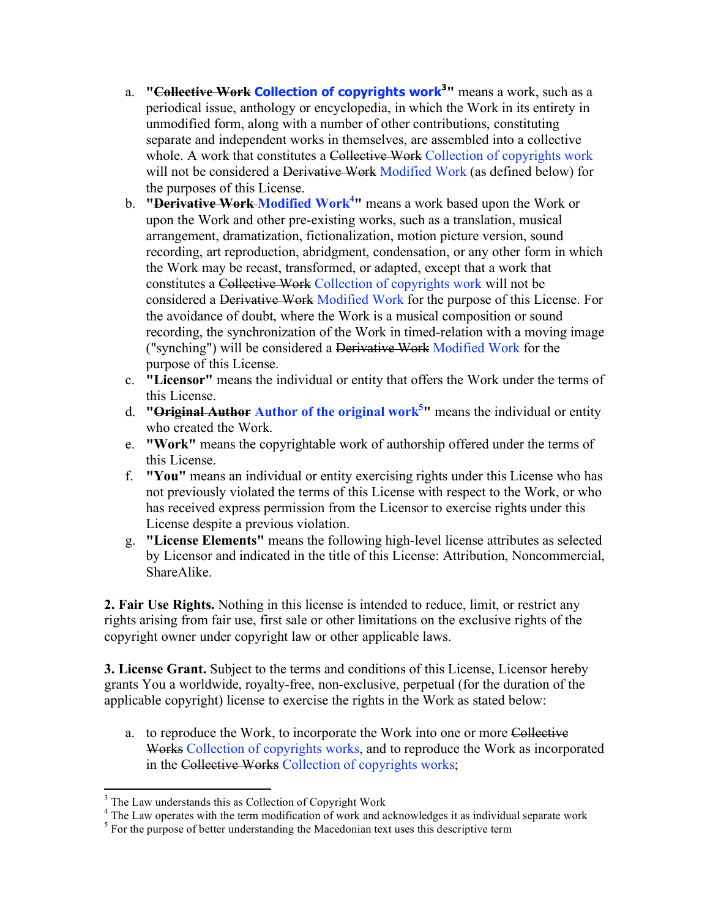a. **"~~Collective Work~~ Collection of copyrights work[3]"** means a work, such as a periodical issue, anthology or encyclopedia, in which the Work in its entirety in unmodified form, along with a number of other contributions, constituting separate and independent works in themselves, are assembled into a collective whole. A work that constitutes a ~~Collective Work~~ Collection of copyrights work will not be considered a ~~Derivative Work~~ Modified Work (as defined below) for the purposes of this License.

b. **"~~Derivative Work~~ Modified Work[4]"** means a work based upon the Work or upon the Work and other pre-existing works, such as a translation, musical arrangement, dramatization, fictionalization, motion picture version, sound recording, art reproduction, abridgment, condensation, or any other form in which the Work may be recast, transformed, or adapted, except that a work that constitutes a ~~Collective Work~~ Collection of copyrights work will not be considered a ~~Derivative Work~~ Modified Work for the purpose of this License. For the avoidance of doubt, where the Work is a musical composition or sound recording, the synchronization of the Work in timed-relation with a moving image ("synching") will be considered a ~~Derivative Work~~ Modified Work for the purpose of this License.

c. **"Licensor"** means the individual or entity that offers the Work under the terms of this License.

d. **"~~Original Author~~ Author of the original work[5]"** means the individual or entity who created the Work.

e. **"Work"** means the copyrightable work of authorship offered under the terms of this License.

f. **"You"** means an individual or entity exercising rights under this License who has not previously violated the terms of this License with respect to the Work, or who has received express permission from the Licensor to exercise rights under this License despite a previous violation.

g. **"License Elements"** means the following high-level license attributes as selected by Licensor and indicated in the title of this License: Attribution, Noncommercial, ShareAlike.

**2. Fair Use Rights.** Nothing in this license is intended to reduce, limit, or restrict any rights arising from fair use, first sale or other limitations on the exclusive rights of the copyright owner under copyright law or other applicable laws.

**3. License Grant.** Subject to the terms and conditions of this License, Licensor hereby grants You a worldwide, royalty-free, non-exclusive, perpetual (for the duration of the applicable copyright) license to exercise the rights in the Work as stated below:

a. to reproduce the Work, to incorporate the Work into one or more ~~Collective Works~~ Collection of copyrights works, and to reproduce the Work as incorporated in the ~~Collective Works~~ Collection of copyrights works;

---

[3] The Law understands this as Collection of Copyright Work

[4] The Law operates with the term modification of work and acknowledges it as individual separate work

[5] For the purpose of better understanding the Macedonian text uses this descriptive term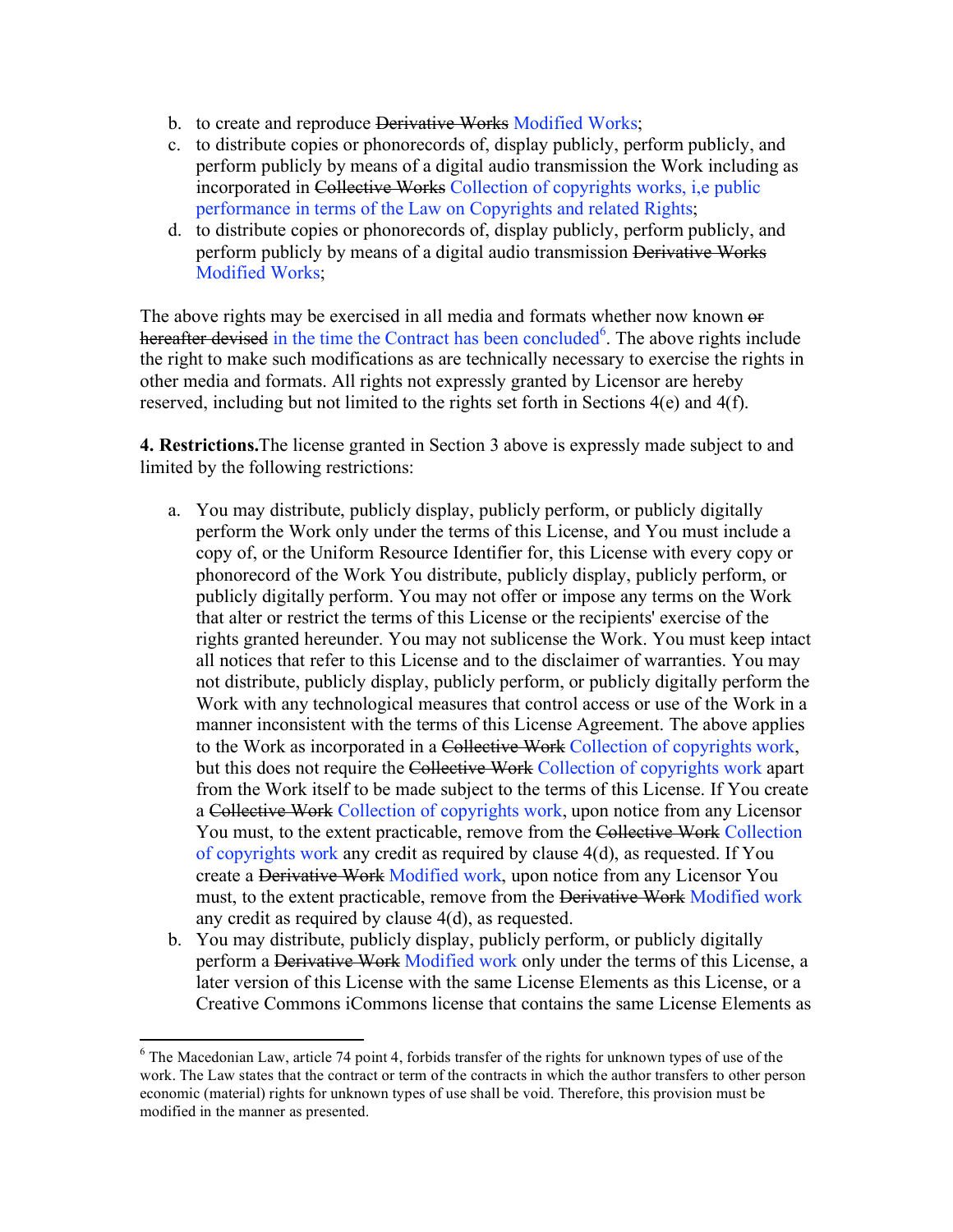b. to create and reproduce ~~Derivative Works~~ Modified Works;
c. to distribute copies or phonorecords of, display publicly, perform publicly, and perform publicly by means of a digital audio transmission the Work including as incorporated in ~~Collective Works~~ Collection of copyrights works, i,e public performance in terms of the Law on Copyrights and related Rights;
d. to distribute copies or phonorecords of, display publicly, perform publicly, and perform publicly by means of a digital audio transmission ~~Derivative Works~~ Modified Works;

The above rights may be exercised in all media and formats whether now known ~~or hereafter devised~~ in the time the Contract has been concluded[6]. The above rights include the right to make such modifications as are technically necessary to exercise the rights in other media and formats. All rights not expressly granted by Licensor are hereby reserved, including but not limited to the rights set forth in Sections 4(e) and 4(f).

**4. Restrictions.** The license granted in Section 3 above is expressly made subject to and limited by the following restrictions:

a. You may distribute, publicly display, publicly perform, or publicly digitally perform the Work only under the terms of this License, and You must include a copy of, or the Uniform Resource Identifier for, this License with every copy or phonorecord of the Work You distribute, publicly display, publicly perform, or publicly digitally perform. You may not offer or impose any terms on the Work that alter or restrict the terms of this License or the recipients' exercise of the rights granted hereunder. You may not sublicense the Work. You must keep intact all notices that refer to this License and to the disclaimer of warranties. You may not distribute, publicly display, publicly perform, or publicly digitally perform the Work with any technological measures that control access or use of the Work in a manner inconsistent with the terms of this License Agreement. The above applies to the Work as incorporated in a ~~Collective Work~~ Collection of copyrights work, but this does not require the ~~Collective Work~~ Collection of copyrights work apart from the Work itself to be made subject to the terms of this License. If You create a ~~Collective Work~~ Collection of copyrights work, upon notice from any Licensor You must, to the extent practicable, remove from the ~~Collective Work~~ Collection of copyrights work any credit as required by clause 4(d), as requested. If You create a ~~Derivative Work~~ Modified work, upon notice from any Licensor You must, to the extent practicable, remove from the ~~Derivative Work~~ Modified work any credit as required by clause 4(d), as requested.
b. You may distribute, publicly display, publicly perform, or publicly digitally perform a ~~Derivative Work~~ Modified work only under the terms of this License, a later version of this License with the same License Elements as this License, or a Creative Commons iCommons license that contains the same License Elements as

---

[6] The Macedonian Law, article 74 point 4, forbids transfer of the rights for unknown types of use of the work. The Law states that the contract or term of the contracts in which the author transfers to other person economic (material) rights for unknown types of use shall be void. Therefore, this provision must be modified in the manner as presented.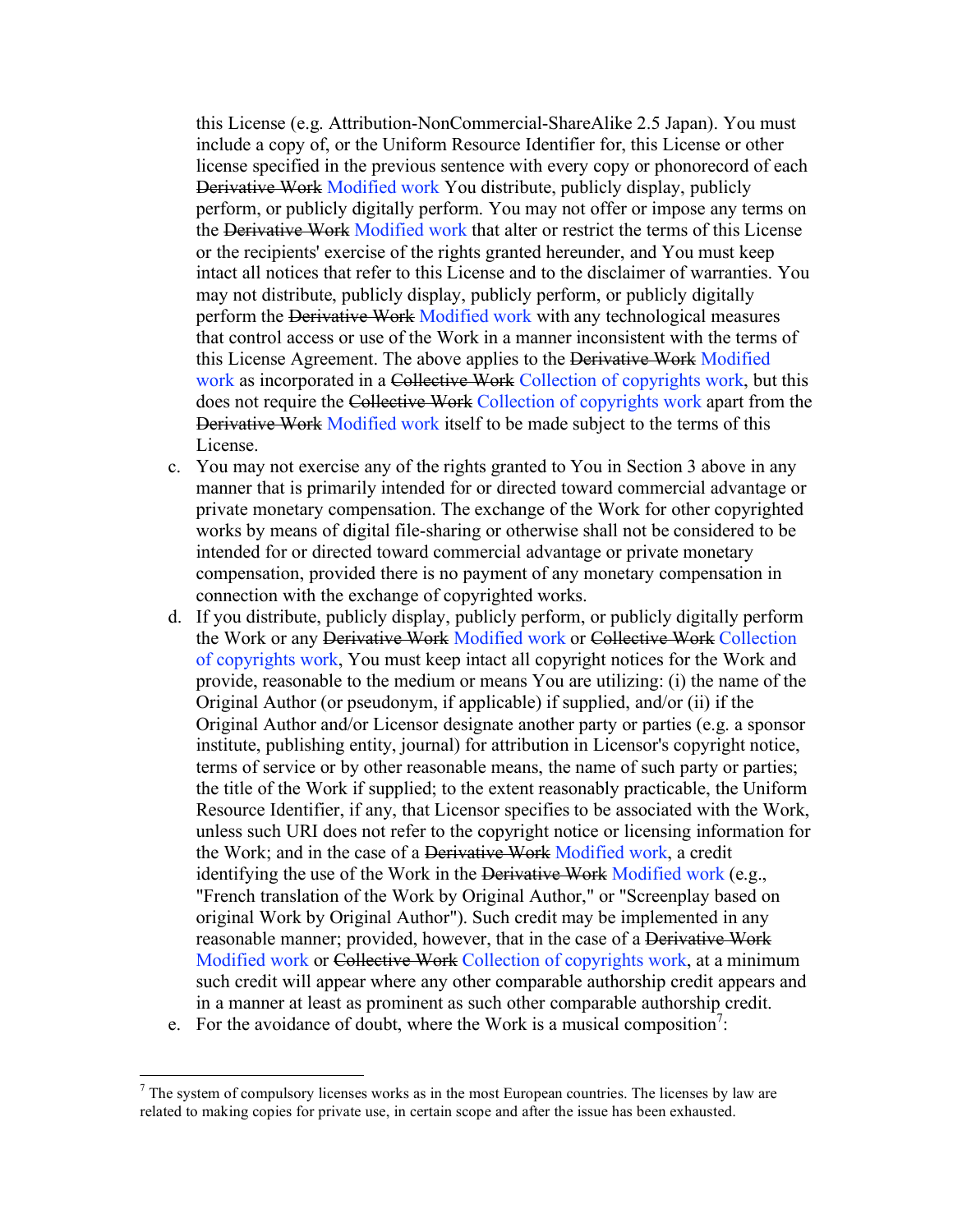this License (e.g. Attribution-NonCommercial-ShareAlike 2.5 Japan). You must include a copy of, or the Uniform Resource Identifier for, this License or other license specified in the previous sentence with every copy or phonorecord of each ~~Derivative Work~~ Modified work You distribute, publicly display, publicly perform, or publicly digitally perform. You may not offer or impose any terms on the ~~Derivative Work~~ Modified work that alter or restrict the terms of this License or the recipients' exercise of the rights granted hereunder, and You must keep intact all notices that refer to this License and to the disclaimer of warranties. You may not distribute, publicly display, publicly perform, or publicly digitally perform the ~~Derivative Work~~ Modified work with any technological measures that control access or use of the Work in a manner inconsistent with the terms of this License Agreement. The above applies to the ~~Derivative Work~~ Modified work as incorporated in a ~~Collective Work~~ Collection of copyrights work, but this does not require the ~~Collective Work~~ Collection of copyrights work apart from the ~~Derivative Work~~ Modified work itself to be made subject to the terms of this License.

c. You may not exercise any of the rights granted to You in Section 3 above in any manner that is primarily intended for or directed toward commercial advantage or private monetary compensation. The exchange of the Work for other copyrighted works by means of digital file-sharing or otherwise shall not be considered to be intended for or directed toward commercial advantage or private monetary compensation, provided there is no payment of any monetary compensation in connection with the exchange of copyrighted works.

d. If you distribute, publicly display, publicly perform, or publicly digitally perform the Work or any ~~Derivative Work~~ Modified work or ~~Collective Work~~ Collection of copyrights work, You must keep intact all copyright notices for the Work and provide, reasonable to the medium or means You are utilizing: (i) the name of the Original Author (or pseudonym, if applicable) if supplied, and/or (ii) if the Original Author and/or Licensor designate another party or parties (e.g. a sponsor institute, publishing entity, journal) for attribution in Licensor's copyright notice, terms of service or by other reasonable means, the name of such party or parties; the title of the Work if supplied; to the extent reasonably practicable, the Uniform Resource Identifier, if any, that Licensor specifies to be associated with the Work, unless such URI does not refer to the copyright notice or licensing information for the Work; and in the case of a ~~Derivative Work~~ Modified work, a credit identifying the use of the Work in the ~~Derivative Work~~ Modified work (e.g., "French translation of the Work by Original Author," or "Screenplay based on original Work by Original Author"). Such credit may be implemented in any reasonable manner; provided, however, that in the case of a ~~Derivative Work~~ Modified work or ~~Collective Work~~ Collection of copyrights work, at a minimum such credit will appear where any other comparable authorship credit appears and in a manner at least as prominent as such other comparable authorship credit.

e. For the avoidance of doubt, where the Work is a musical composition[7]:

---

[7] The system of compulsory licenses works as in the most European countries. The licenses by law are related to making copies for private use, in certain scope and after the issue has been exhausted.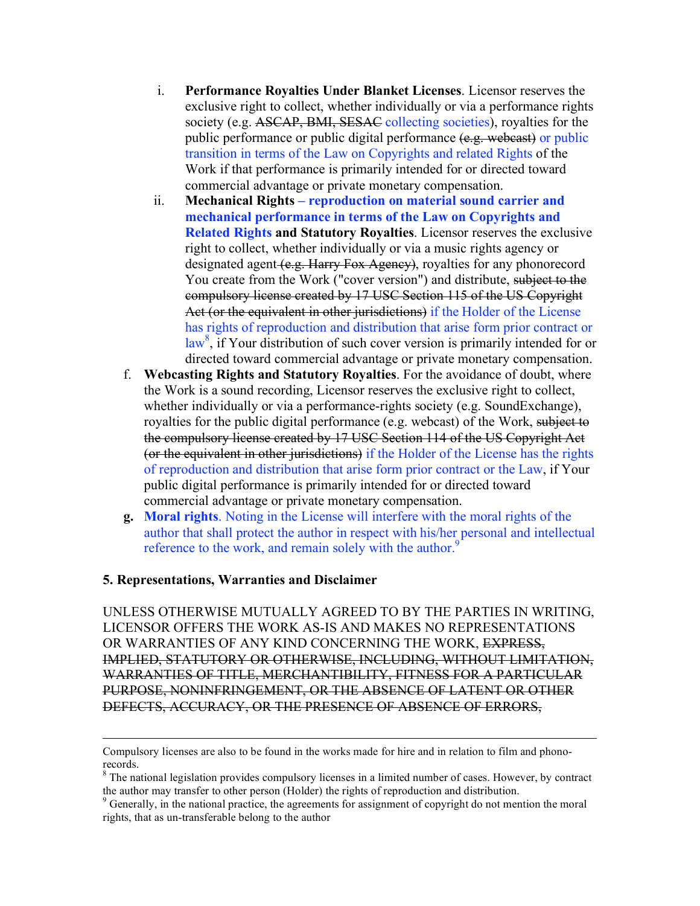i. **Performance Royalties Under Blanket Licenses**. Licensor reserves the exclusive right to collect, whether individually or via a performance rights society (e.g. ~~ASCAP, BMI, SESAC~~ collecting societies), royalties for the public performance or public digital performance ~~(e.g. webcast)~~ or public transition in terms of the Law on Copyrights and related Rights of the Work if that performance is primarily intended for or directed toward commercial advantage or private monetary compensation.

ii. **Mechanical Rights – reproduction on material sound carrier and mechanical performance in terms of the Law on Copyrights and Related Rights and Statutory Royalties**. Licensor reserves the exclusive right to collect, whether individually or via a music rights agency or designated agent ~~(e.g. Harry Fox Agency)~~, royalties for any phonorecord You create from the Work ("cover version") and distribute, ~~subject to the compulsory license created by 17 USC Section 115 of the US Copyright Act (or the equivalent in other jurisdictions)~~ if the Holder of the License has rights of reproduction and distribution that arise form prior contract or law[8], if Your distribution of such cover version is primarily intended for or directed toward commercial advantage or private monetary compensation.

f. **Webcasting Rights and Statutory Royalties**. For the avoidance of doubt, where the Work is a sound recording, Licensor reserves the exclusive right to collect, whether individually or via a performance-rights society (e.g. SoundExchange), royalties for the public digital performance (e.g. webcast) of the Work, ~~subject to the compulsory license created by 17 USC Section 114 of the US Copyright Act (or the equivalent in other jurisdictions)~~ if the Holder of the License has the rights of reproduction and distribution that arise form prior contract or the Law, if Your public digital performance is primarily intended for or directed toward commercial advantage or private monetary compensation.

**g. Moral rights**. Noting in the License will interfere with the moral rights of the author that shall protect the author in respect with his/her personal and intellectual reference to the work, and remain solely with the author.[9]

### 5. Representations, Warranties and Disclaimer

UNLESS OTHERWISE MUTUALLY AGREED TO BY THE PARTIES IN WRITING, LICENSOR OFFERS THE WORK AS-IS AND MAKES NO REPRESENTATIONS OR WARRANTIES OF ANY KIND CONCERNING THE WORK, ~~EXPRESS, IMPLIED, STATUTORY OR OTHERWISE, INCLUDING, WITHOUT LIMITATION, WARRANTIES OF TITLE, MERCHANTIBILITY, FITNESS FOR A PARTICULAR PURPOSE, NONINFRINGEMENT, OR THE ABSENCE OF LATENT OR OTHER DEFECTS, ACCURACY, OR THE PRESENCE OF ABSENCE OF ERRORS,~~

---

Compulsory licenses are also to be found in the works made for hire and in relation to film and phono-records.

[8] The national legislation provides compulsory licenses in a limited number of cases. However, by contract the author may transfer to other person (Holder) the rights of reproduction and distribution.

[9] Generally, in the national practice, the agreements for assignment of copyright do not mention the moral rights, that as un-transferable belong to the author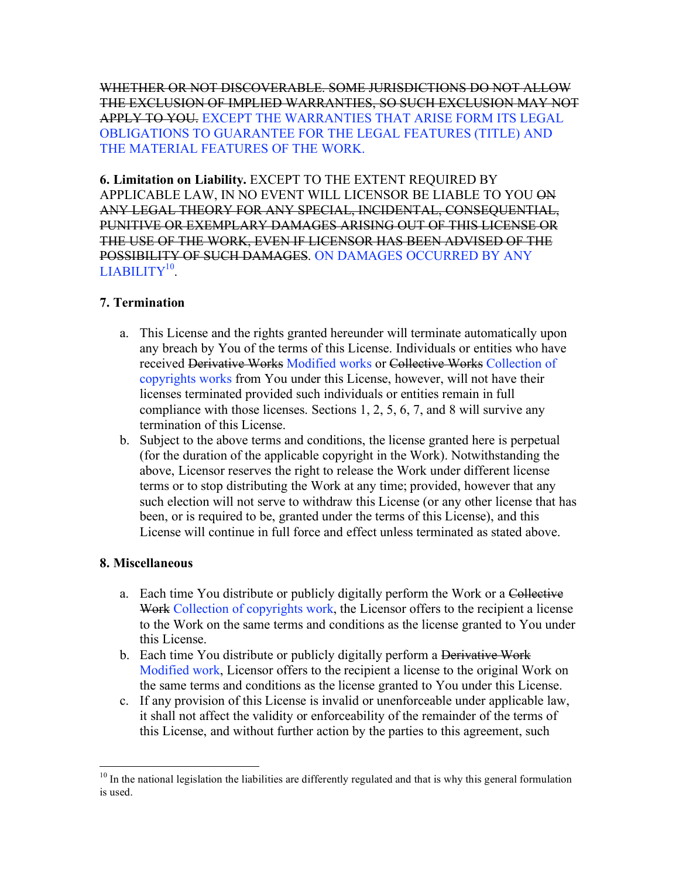~~WHETHER OR NOT DISCOVERABLE. SOME JURISDICTIONS DO NOT ALLOW THE EXCLUSION OF IMPLIED WARRANTIES, SO SUCH EXCLUSION MAY NOT APPLY TO YOU.~~ EXCEPT THE WARRANTIES THAT ARISE FORM ITS LEGAL OBLIGATIONS TO GUARANTEE FOR THE LEGAL FEATURES (TITLE) AND THE MATERIAL FEATURES OF THE WORK.

**6. Limitation on Liability.** EXCEPT TO THE EXTENT REQUIRED BY APPLICABLE LAW, IN NO EVENT WILL LICENSOR BE LIABLE TO YOU ~~ON ANY LEGAL THEORY FOR ANY SPECIAL, INCIDENTAL, CONSEQUENTIAL, PUNITIVE OR EXEMPLARY DAMAGES ARISING OUT OF THIS LICENSE OR THE USE OF THE WORK, EVEN IF LICENSOR HAS BEEN ADVISED OF THE POSSIBILITY OF SUCH DAMAGES~~. ON DAMAGES OCCURRED BY ANY LIABILITY[10].

**7. Termination**

a. This License and the rights granted hereunder will terminate automatically upon any breach by You of the terms of this License. Individuals or entities who have received ~~Derivative Works~~ Modified works or ~~Collective Works~~ Collection of copyrights works from You under this License, however, will not have their licenses terminated provided such individuals or entities remain in full compliance with those licenses. Sections 1, 2, 5, 6, 7, and 8 will survive any termination of this License.
b. Subject to the above terms and conditions, the license granted here is perpetual (for the duration of the applicable copyright in the Work). Notwithstanding the above, Licensor reserves the right to release the Work under different license terms or to stop distributing the Work at any time; provided, however that any such election will not serve to withdraw this License (or any other license that has been, or is required to be, granted under the terms of this License), and this License will continue in full force and effect unless terminated as stated above.

**8. Miscellaneous**

a. Each time You distribute or publicly digitally perform the Work or a ~~Collective Work~~ Collection of copyrights work, the Licensor offers to the recipient a license to the Work on the same terms and conditions as the license granted to You under this License.
b. Each time You distribute or publicly digitally perform a ~~Derivative Work~~ Modified work, Licensor offers to the recipient a license to the original Work on the same terms and conditions as the license granted to You under this License.
c. If any provision of this License is invalid or unenforceable under applicable law, it shall not affect the validity or enforceability of the remainder of the terms of this License, and without further action by the parties to this agreement, such

[10] In the national legislation the liabilities are differently regulated and that is why this general formulation is used.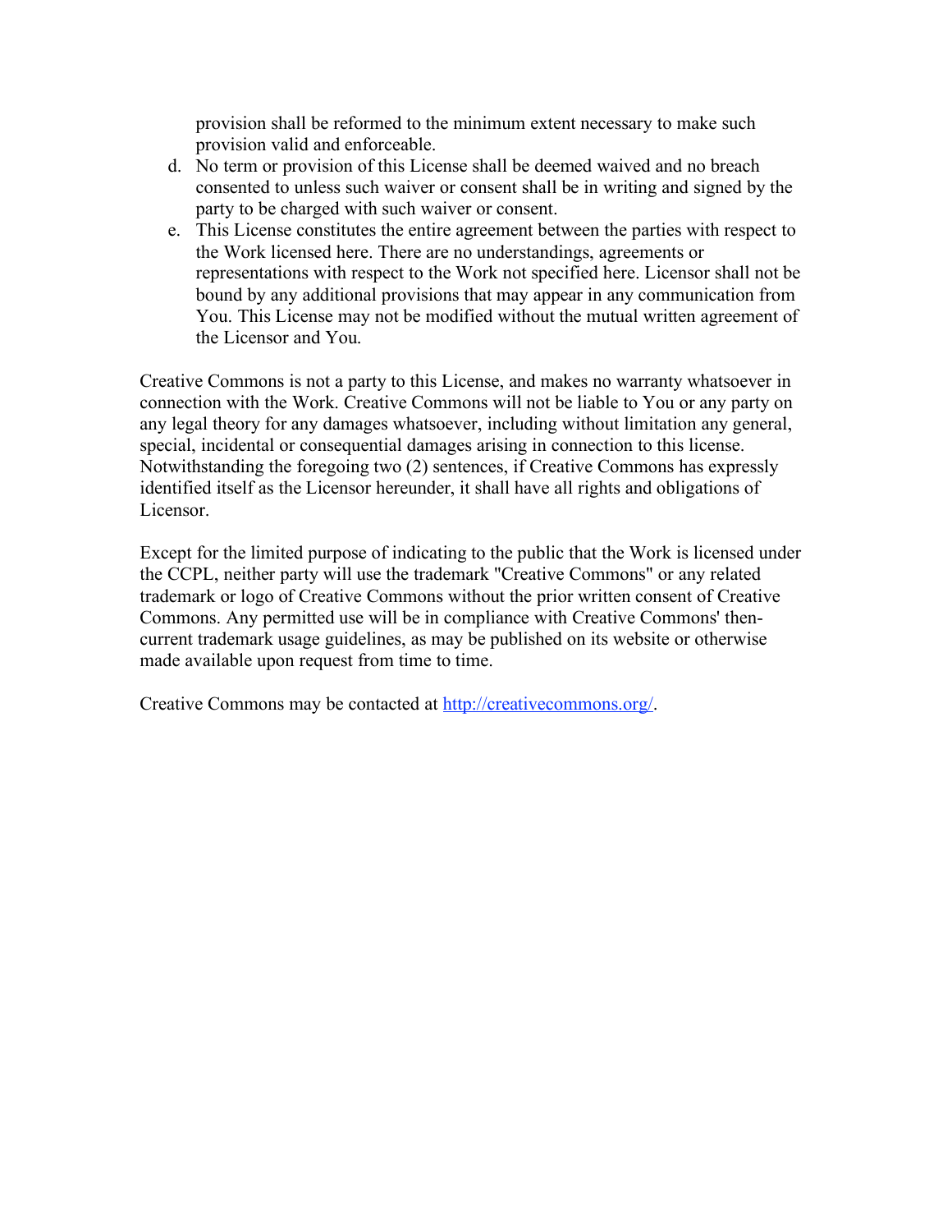provision shall be reformed to the minimum extent necessary to make such provision valid and enforceable.

d. No term or provision of this License shall be deemed waived and no breach consented to unless such waiver or consent shall be in writing and signed by the party to be charged with such waiver or consent.
e. This License constitutes the entire agreement between the parties with respect to the Work licensed here. There are no understandings, agreements or representations with respect to the Work not specified here. Licensor shall not be bound by any additional provisions that may appear in any communication from You. This License may not be modified without the mutual written agreement of the Licensor and You.

Creative Commons is not a party to this License, and makes no warranty whatsoever in connection with the Work. Creative Commons will not be liable to You or any party on any legal theory for any damages whatsoever, including without limitation any general, special, incidental or consequential damages arising in connection to this license. Notwithstanding the foregoing two (2) sentences, if Creative Commons has expressly identified itself as the Licensor hereunder, it shall have all rights and obligations of Licensor.

Except for the limited purpose of indicating to the public that the Work is licensed under the CCPL, neither party will use the trademark "Creative Commons" or any related trademark or logo of Creative Commons without the prior written consent of Creative Commons. Any permitted use will be in compliance with Creative Commons' then-current trademark usage guidelines, as may be published on its website or otherwise made available upon request from time to time.

Creative Commons may be contacted at [http://creativecommons.org/](http://creativecommons.org/).